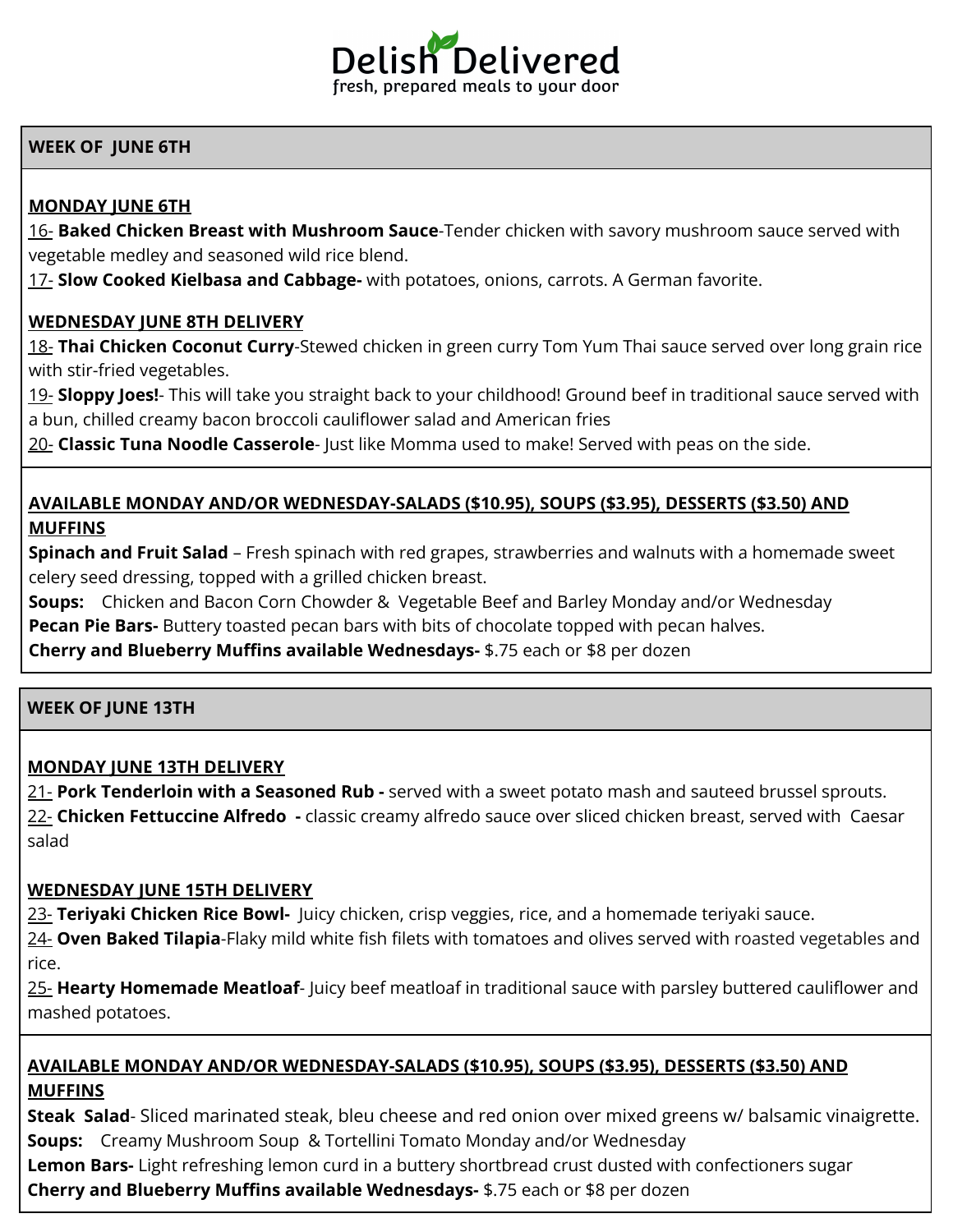# Delish Delivered

fresh, prepared meals to your door

## WEEK OF JUNE 6TH

### MONDAY JUNE 6TH

16- **Baked Chicken Breast with Mushroom Sauce**-Tender chicken with savory mushroom sauce served with vegetable medley and seasoned wild rice blend.

17- **Slow Cooked Kielbasa and Cabbage-** with potatoes, onions, carrots. A German favorite.

### WEDNESDAY JUNE 8TH DELIVERY

18- **Thai Chicken Coconut Curry**-Stewed chicken in green curry Tom Yum Thai sauce served over long grain rice with stir-fried vegetables.

19- **Sloppy Joes!**- This will take you straight back to your childhood! Ground beef in traditional sauce served with a bun, chilled creamy bacon broccoli cauliflower salad and American fries

20- **Classic Tuna Noodle Casserole**- Just like Momma used to make! Served with peas on the side.

### AVAILABLE MONDAY AND/OR WEDNESDAY-SALADS ($10.95), SOUPS ($3.95), DESSERTS ($3.50) AND MUFFINS

**Spinach and Fruit Salad** – Fresh spinach with red grapes, strawberries and walnuts with a homemade sweet celery seed dressing, topped with a grilled chicken breast.

**Soups:** Chicken and Bacon Corn Chowder & Vegetable Beef and Barley Monday and/or Wednesday

**Pecan Pie Bars-** Buttery toasted pecan bars with bits of chocolate topped with pecan halves.

**Cherry and Blueberry Muffins available Wednesdays-** $.75 each or $8 per dozen

## WEEK OF JUNE 13TH

### MONDAY JUNE 13TH DELIVERY

21- **Pork Tenderloin with a Seasoned Rub -** served with a sweet potato mash and sauteed brussel sprouts.

22- **Chicken Fettuccine Alfredo -** classic creamy alfredo sauce over sliced chicken breast, served with Caesar salad

### WEDNESDAY JUNE 15TH DELIVERY

23- **Teriyaki Chicken Rice Bowl-** Juicy chicken, crisp veggies, rice, and a homemade teriyaki sauce.

24- **Oven Baked Tilapia**-Flaky mild white fish filets with tomatoes and olives served with roasted vegetables and rice.

25- **Hearty Homemade Meatloaf**- Juicy beef meatloaf in traditional sauce with parsley buttered cauliflower and mashed potatoes.

### AVAILABLE MONDAY AND/OR WEDNESDAY-SALADS ($10.95), SOUPS ($3.95), DESSERTS ($3.50) AND MUFFINS

**Steak Salad**- Sliced marinated steak, bleu cheese and red onion over mixed greens w/ balsamic vinaigrette.

**Soups:** Creamy Mushroom Soup & Tortellini Tomato Monday and/or Wednesday

**Lemon Bars-** Light refreshing lemon curd in a buttery shortbread crust dusted with confectioners sugar

**Cherry and Blueberry Muffins available Wednesdays-** $.75 each or $8 per dozen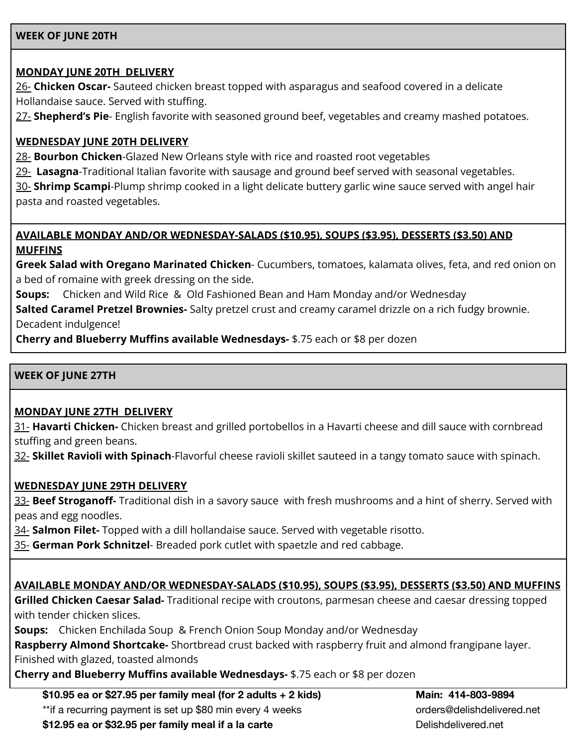## WEEK OF JUNE 20TH

**MONDAY JUNE 20TH DELIVERY**

26- **Chicken Oscar-** Sauteed chicken breast topped with asparagus and seafood covered in a delicate Hollandaise sauce. Served with stuffing.

27- **Shepherd's Pie**- English favorite with seasoned ground beef, vegetables and creamy mashed potatoes.

**WEDNESDAY JUNE 20TH DELIVERY**

28- **Bourbon Chicken**-Glazed New Orleans style with rice and roasted root vegetables

29- **Lasagna**-Traditional Italian favorite with sausage and ground beef served with seasonal vegetables.

30- **Shrimp Scampi**-Plump shrimp cooked in a light delicate buttery garlic wine sauce served with angel hair pasta and roasted vegetables.

**AVAILABLE MONDAY AND/OR WEDNESDAY-SALADS ($10.95), SOUPS ($3.95), DESSERTS ($3.50) AND MUFFINS**

**Greek Salad with Oregano Marinated Chicken**- Cucumbers, tomatoes, kalamata olives, feta, and red onion on a bed of romaine with greek dressing on the side.

**Soups:** Chicken and Wild Rice & Old Fashioned Bean and Ham Monday and/or Wednesday

**Salted Caramel Pretzel Brownies-** Salty pretzel crust and creamy caramel drizzle on a rich fudgy brownie. Decadent indulgence!

**Cherry and Blueberry Muffins available Wednesdays-** $.75 each or $8 per dozen

## WEEK OF JUNE 27TH

**MONDAY JUNE 27TH DELIVERY**

31- **Havarti Chicken-** Chicken breast and grilled portobellos in a Havarti cheese and dill sauce with cornbread stuffing and green beans.

32- **Skillet Ravioli with Spinach**-Flavorful cheese ravioli skillet sauteed in a tangy tomato sauce with spinach.

**WEDNESDAY JUNE 29TH DELIVERY**

33- **Beef Stroganoff-** Traditional dish in a savory sauce with fresh mushrooms and a hint of sherry. Served with peas and egg noodles.

34- **Salmon Filet-** Topped with a dill hollandaise sauce. Served with vegetable risotto.

35- **German Pork Schnitzel**- Breaded pork cutlet with spaetzle and red cabbage.

**AVAILABLE MONDAY AND/OR WEDNESDAY-SALADS ($10.95), SOUPS ($3.95), DESSERTS ($3.50) AND MUFFINS**

**Grilled Chicken Caesar Salad-** Traditional recipe with croutons, parmesan cheese and caesar dressing topped with tender chicken slices.

**Soups:** Chicken Enchilada Soup & French Onion Soup Monday and/or Wednesday

**Raspberry Almond Shortcake-** Shortbread crust backed with raspberry fruit and almond frangipane layer. Finished with glazed, toasted almonds

**Cherry and Blueberry Muffins available Wednesdays-** $.75 each or $8 per dozen

**$10.95 ea or $27.95 per family meal (for 2 adults + 2 kids)**
**if a recurring payment is set up $80 min every 4 weeks
**$12.95 ea or $32.95 per family meal if a la carte**

**Main: 414-803-9894**
orders@delishdelivered.net
Delishdelivered.net